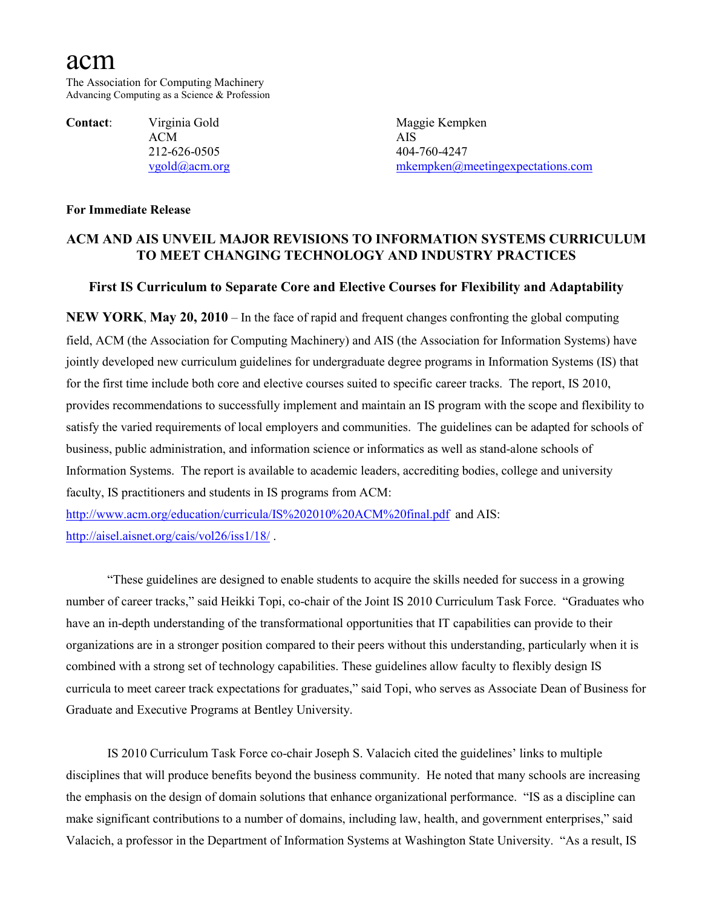# acm

The Association for Computing Machinery
Advancing Computing as a Science & Profession

**Contact**: Virginia Gold
ACM
212-626-0505
vgold@acm.org

Maggie Kempken
AIS
404-760-4247
mkempken@meetingexpectations.com

**For Immediate Release**

## ACM AND AIS UNVEIL MAJOR REVISIONS TO INFORMATION SYSTEMS CURRICULUM TO MEET CHANGING TECHNOLOGY AND INDUSTRY PRACTICES

### First IS Curriculum to Separate Core and Elective Courses for Flexibility and Adaptability

**NEW YORK**, **May 20, 2010** – In the face of rapid and frequent changes confronting the global computing field, ACM (the Association for Computing Machinery) and AIS (the Association for Information Systems) have jointly developed new curriculum guidelines for undergraduate degree programs in Information Systems (IS) that for the first time include both core and elective courses suited to specific career tracks. The report, IS 2010, provides recommendations to successfully implement and maintain an IS program with the scope and flexibility to satisfy the varied requirements of local employers and communities. The guidelines can be adapted for schools of business, public administration, and information science or informatics as well as stand-alone schools of Information Systems. The report is available to academic leaders, accrediting bodies, college and university faculty, IS practitioners and students in IS programs from ACM: http://www.acm.org/education/curricula/IS%202010%20ACM%20final.pdf and AIS: http://aisel.aisnet.org/cais/vol26/iss1/18/ .

"These guidelines are designed to enable students to acquire the skills needed for success in a growing number of career tracks," said Heikki Topi, co-chair of the Joint IS 2010 Curriculum Task Force. "Graduates who have an in-depth understanding of the transformational opportunities that IT capabilities can provide to their organizations are in a stronger position compared to their peers without this understanding, particularly when it is combined with a strong set of technology capabilities. These guidelines allow faculty to flexibly design IS curricula to meet career track expectations for graduates," said Topi, who serves as Associate Dean of Business for Graduate and Executive Programs at Bentley University.

IS 2010 Curriculum Task Force co-chair Joseph S. Valacich cited the guidelines' links to multiple disciplines that will produce benefits beyond the business community. He noted that many schools are increasing the emphasis on the design of domain solutions that enhance organizational performance. "IS as a discipline can make significant contributions to a number of domains, including law, health, and government enterprises," said Valacich, a professor in the Department of Information Systems at Washington State University. "As a result, IS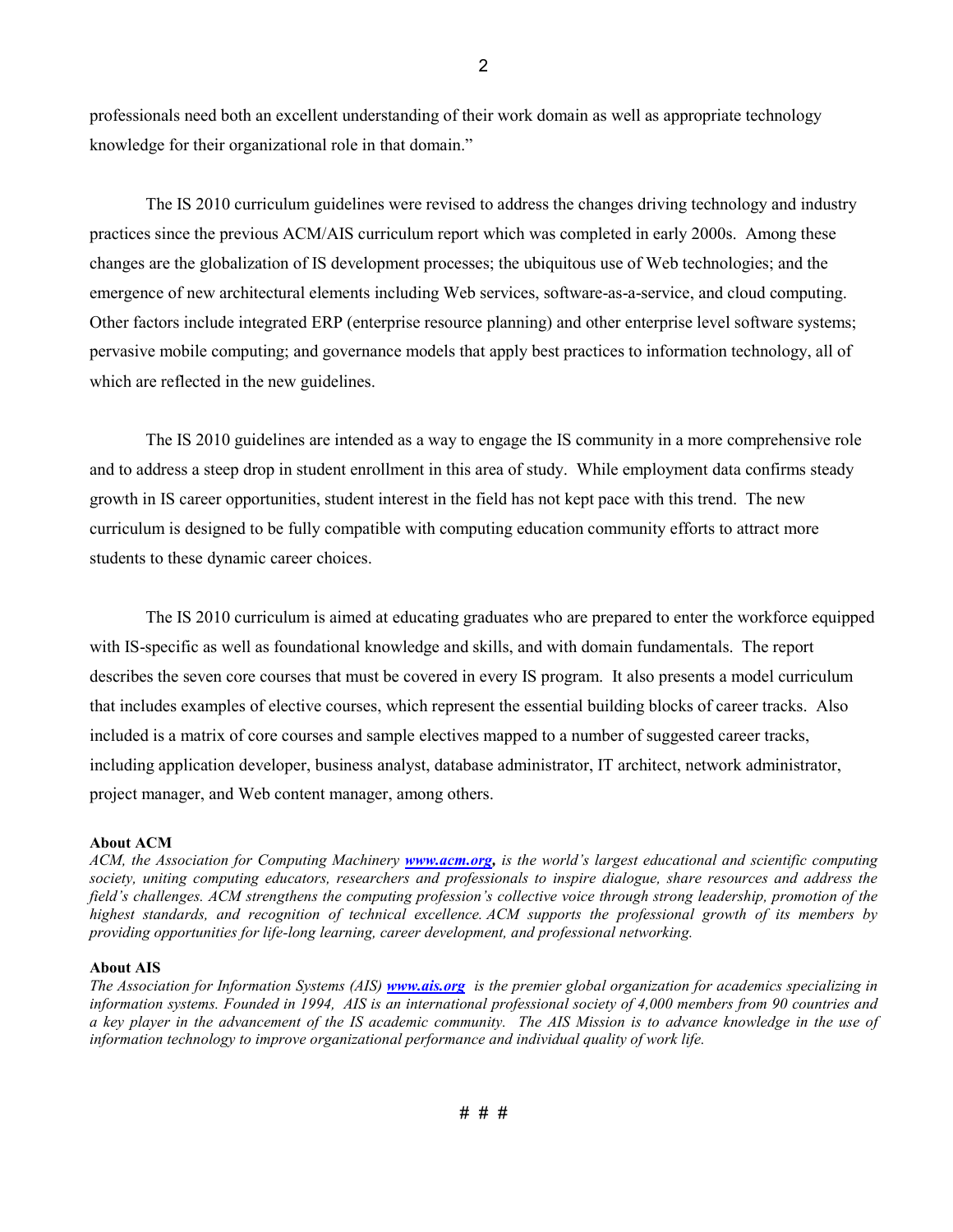professionals need both an excellent understanding of their work domain as well as appropriate technology knowledge for their organizational role in that domain."

The IS 2010 curriculum guidelines were revised to address the changes driving technology and industry practices since the previous ACM/AIS curriculum report which was completed in early 2000s. Among these changes are the globalization of IS development processes; the ubiquitous use of Web technologies; and the emergence of new architectural elements including Web services, software-as-a-service, and cloud computing. Other factors include integrated ERP (enterprise resource planning) and other enterprise level software systems; pervasive mobile computing; and governance models that apply best practices to information technology, all of which are reflected in the new guidelines.

The IS 2010 guidelines are intended as a way to engage the IS community in a more comprehensive role and to address a steep drop in student enrollment in this area of study. While employment data confirms steady growth in IS career opportunities, student interest in the field has not kept pace with this trend. The new curriculum is designed to be fully compatible with computing education community efforts to attract more students to these dynamic career choices.

The IS 2010 curriculum is aimed at educating graduates who are prepared to enter the workforce equipped with IS-specific as well as foundational knowledge and skills, and with domain fundamentals. The report describes the seven core courses that must be covered in every IS program. It also presents a model curriculum that includes examples of elective courses, which represent the essential building blocks of career tracks. Also included is a matrix of core courses and sample electives mapped to a number of suggested career tracks, including application developer, business analyst, database administrator, IT architect, network administrator, project manager, and Web content manager, among others.

**About ACM**
*ACM, the Association for Computing Machinery* ***www.acm.org****, is the world's largest educational and scientific computing society, uniting computing educators, researchers and professionals to inspire dialogue, share resources and address the field's challenges. ACM strengthens the computing profession's collective voice through strong leadership, promotion of the highest standards, and recognition of technical excellence. ACM supports the professional growth of its members by providing opportunities for life-long learning, career development, and professional networking.*

**About AIS**
*The Association for Information Systems (AIS)* ***www.ais.org*** *is the premier global organization for academics specializing in information systems. Founded in 1994, AIS is an international professional society of 4,000 members from 90 countries and a key player in the advancement of the IS academic community. The AIS Mission is to advance knowledge in the use of information technology to improve organizational performance and individual quality of work life.*

# # #